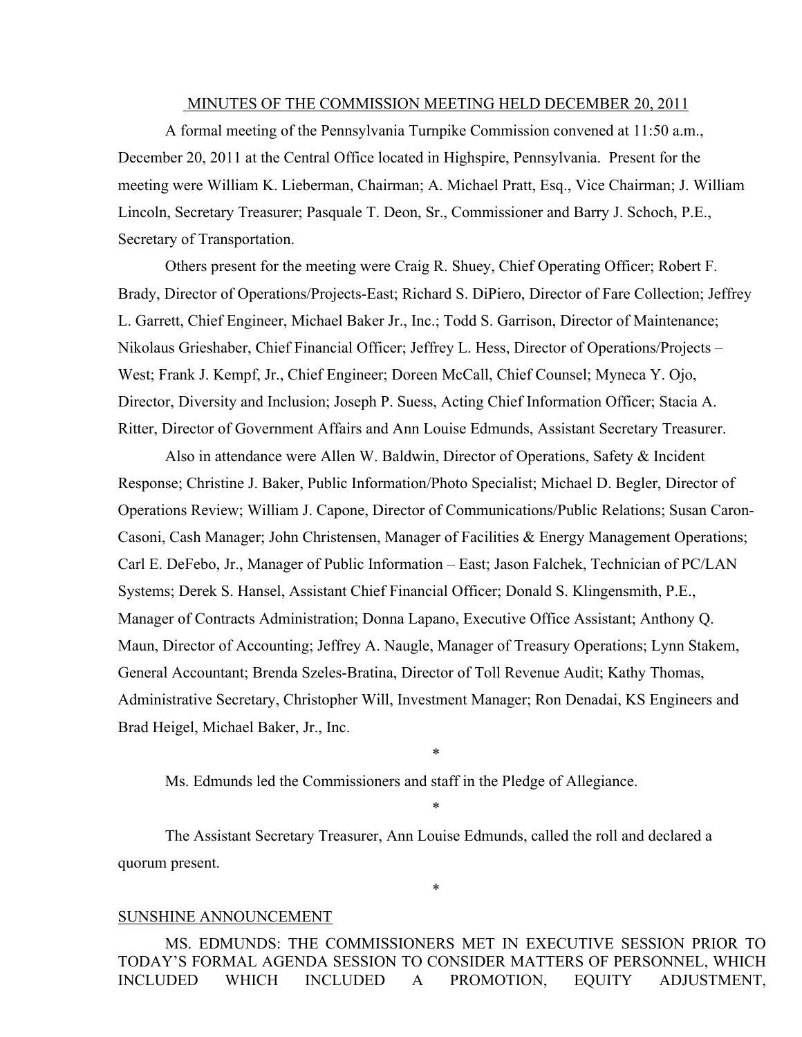## MINUTES OF THE COMMISSION MEETING HELD DECEMBER 20, 2011

A formal meeting of the Pennsylvania Turnpike Commission convened at 11:50 a.m., December 20, 2011 at the Central Office located in Highspire, Pennsylvania. Present for the meeting were William K. Lieberman, Chairman; A. Michael Pratt, Esq., Vice Chairman; J. William Lincoln, Secretary Treasurer; Pasquale T. Deon, Sr., Commissioner and Barry J. Schoch, P.E., Secretary of Transportation.

Others present for the meeting were Craig R. Shuey, Chief Operating Officer; Robert F. Brady, Director of Operations/Projects-East; Richard S. DiPiero, Director of Fare Collection; Jeffrey L. Garrett, Chief Engineer, Michael Baker Jr., Inc.; Todd S. Garrison, Director of Maintenance; Nikolaus Grieshaber, Chief Financial Officer; Jeffrey L. Hess, Director of Operations/Projects – West; Frank J. Kempf, Jr., Chief Engineer; Doreen McCall, Chief Counsel; Myneca Y. Ojo, Director, Diversity and Inclusion; Joseph P. Suess, Acting Chief Information Officer; Stacia A. Ritter, Director of Government Affairs and Ann Louise Edmunds, Assistant Secretary Treasurer.

Also in attendance were Allen W. Baldwin, Director of Operations, Safety & Incident Response; Christine J. Baker, Public Information/Photo Specialist; Michael D. Begler, Director of Operations Review; William J. Capone, Director of Communications/Public Relations; Susan Caron-Casoni, Cash Manager; John Christensen, Manager of Facilities & Energy Management Operations; Carl E. DeFebo, Jr., Manager of Public Information – East; Jason Falchek, Technician of PC/LAN Systems; Derek S. Hansel, Assistant Chief Financial Officer; Donald S. Klingensmith, P.E., Manager of Contracts Administration; Donna Lapano, Executive Office Assistant; Anthony Q. Maun, Director of Accounting; Jeffrey A. Naugle, Manager of Treasury Operations; Lynn Stakem, General Accountant; Brenda Szeles-Bratina, Director of Toll Revenue Audit; Kathy Thomas, Administrative Secretary, Christopher Will, Investment Manager; Ron Denadai, KS Engineers and Brad Heigel, Michael Baker, Jr., Inc.

*

Ms. Edmunds led the Commissioners and staff in the Pledge of Allegiance.

*

The Assistant Secretary Treasurer, Ann Louise Edmunds, called the roll and declared a quorum present.

*

### SUNSHINE ANNOUNCEMENT

MS. EDMUNDS: THE COMMISSIONERS MET IN EXECUTIVE SESSION PRIOR TO TODAY'S FORMAL AGENDA SESSION TO CONSIDER MATTERS OF PERSONNEL, WHICH INCLUDED WHICH INCLUDED A PROMOTION, EQUITY ADJUSTMENT,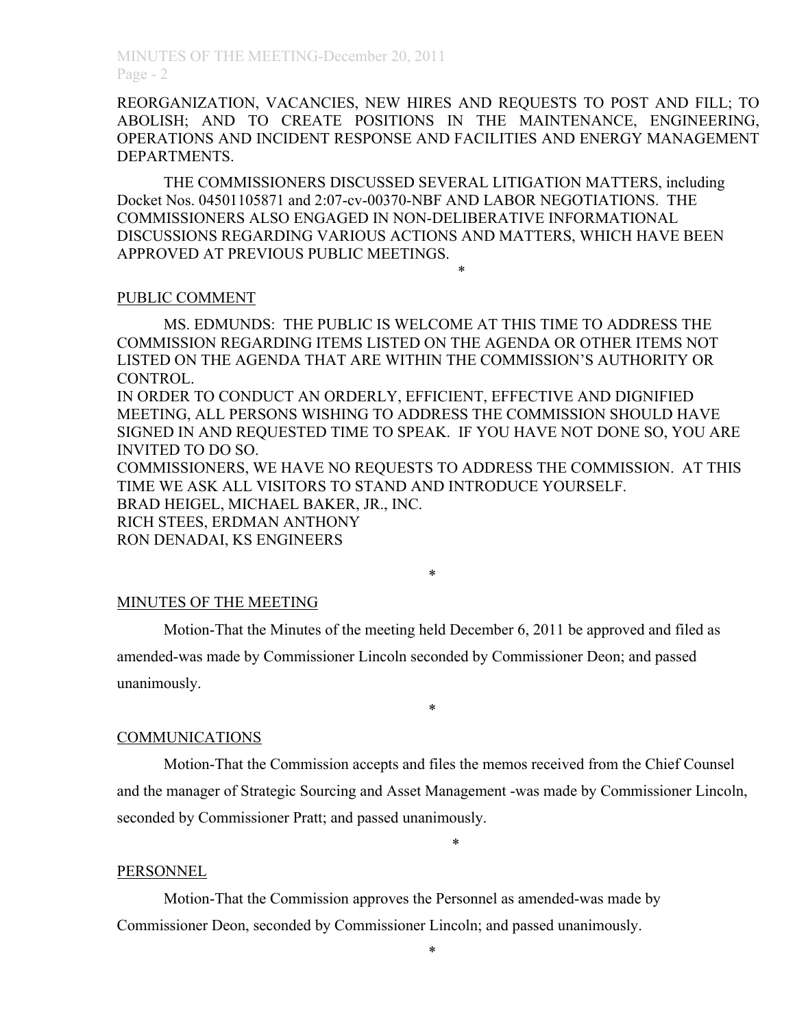REORGANIZATION, VACANCIES, NEW HIRES AND REQUESTS TO POST AND FILL; TO ABOLISH; AND TO CREATE POSITIONS IN THE MAINTENANCE, ENGINEERING, OPERATIONS AND INCIDENT RESPONSE AND FACILITIES AND ENERGY MANAGEMENT DEPARTMENTS.

THE COMMISSIONERS DISCUSSED SEVERAL LITIGATION MATTERS, including Docket Nos. 04501105871 and 2:07-cv-00370-NBF AND LABOR NEGOTIATIONS. THE COMMISSIONERS ALSO ENGAGED IN NON-DELIBERATIVE INFORMATIONAL DISCUSSIONS REGARDING VARIOUS ACTIONS AND MATTERS, WHICH HAVE BEEN APPROVED AT PREVIOUS PUBLIC MEETINGS.

*

PUBLIC COMMENT

MS. EDMUNDS: THE PUBLIC IS WELCOME AT THIS TIME TO ADDRESS THE COMMISSION REGARDING ITEMS LISTED ON THE AGENDA OR OTHER ITEMS NOT LISTED ON THE AGENDA THAT ARE WITHIN THE COMMISSION'S AUTHORITY OR CONTROL.

IN ORDER TO CONDUCT AN ORDERLY, EFFICIENT, EFFECTIVE AND DIGNIFIED MEETING, ALL PERSONS WISHING TO ADDRESS THE COMMISSION SHOULD HAVE SIGNED IN AND REQUESTED TIME TO SPEAK. IF YOU HAVE NOT DONE SO, YOU ARE INVITED TO DO SO.

COMMISSIONERS, WE HAVE NO REQUESTS TO ADDRESS THE COMMISSION. AT THIS TIME WE ASK ALL VISITORS TO STAND AND INTRODUCE YOURSELF.

BRAD HEIGEL, MICHAEL BAKER, JR., INC.
RICH STEES, ERDMAN ANTHONY
RON DENADAI, KS ENGINEERS

*

MINUTES OF THE MEETING

Motion-That the Minutes of the meeting held December 6, 2011 be approved and filed as amended-was made by Commissioner Lincoln seconded by Commissioner Deon; and passed unanimously.

*

COMMUNICATIONS

Motion-That the Commission accepts and files the memos received from the Chief Counsel and the manager of Strategic Sourcing and Asset Management -was made by Commissioner Lincoln, seconded by Commissioner Pratt; and passed unanimously.

*

PERSONNEL

Motion-That the Commission approves the Personnel as amended-was made by Commissioner Deon, seconded by Commissioner Lincoln; and passed unanimously.

*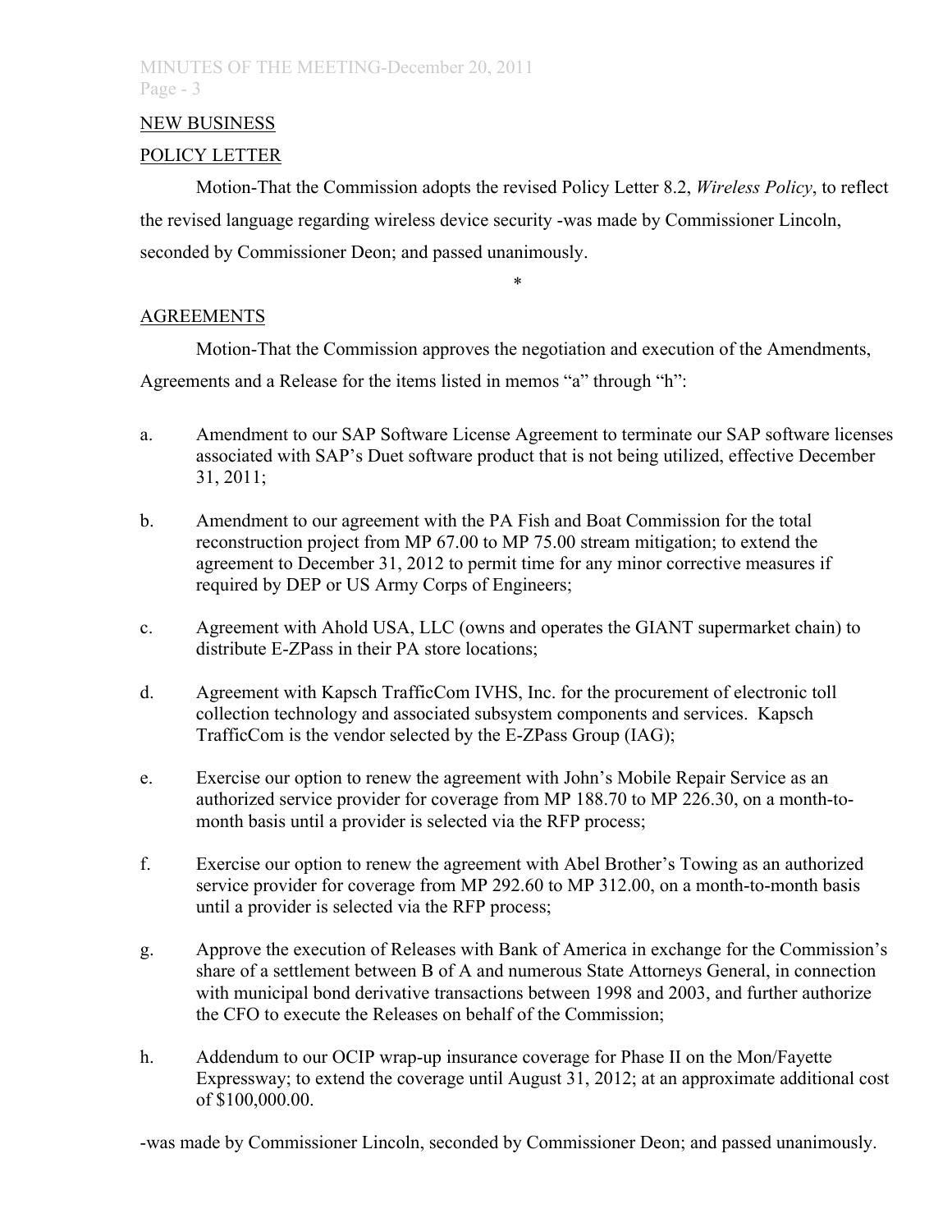NEW BUSINESS

POLICY LETTER

Motion-That the Commission adopts the revised Policy Letter 8.2, *Wireless Policy*, to reflect the revised language regarding wireless device security -was made by Commissioner Lincoln, seconded by Commissioner Deon; and passed unanimously.

*

AGREEMENTS

Motion-That the Commission approves the negotiation and execution of the Amendments, Agreements and a Release for the items listed in memos "a" through "h":

a. Amendment to our SAP Software License Agreement to terminate our SAP software licenses associated with SAP's Duet software product that is not being utilized, effective December 31, 2011;

b. Amendment to our agreement with the PA Fish and Boat Commission for the total reconstruction project from MP 67.00 to MP 75.00 stream mitigation; to extend the agreement to December 31, 2012 to permit time for any minor corrective measures if required by DEP or US Army Corps of Engineers;

c. Agreement with Ahold USA, LLC (owns and operates the GIANT supermarket chain) to distribute E-ZPass in their PA store locations;

d. Agreement with Kapsch TrafficCom IVHS, Inc. for the procurement of electronic toll collection technology and associated subsystem components and services. Kapsch TrafficCom is the vendor selected by the E-ZPass Group (IAG);

e. Exercise our option to renew the agreement with John's Mobile Repair Service as an authorized service provider for coverage from MP 188.70 to MP 226.30, on a month-to-month basis until a provider is selected via the RFP process;

f. Exercise our option to renew the agreement with Abel Brother's Towing as an authorized service provider for coverage from MP 292.60 to MP 312.00, on a month-to-month basis until a provider is selected via the RFP process;

g. Approve the execution of Releases with Bank of America in exchange for the Commission's share of a settlement between B of A and numerous State Attorneys General, in connection with municipal bond derivative transactions between 1998 and 2003, and further authorize the CFO to execute the Releases on behalf of the Commission;

h. Addendum to our OCIP wrap-up insurance coverage for Phase II on the Mon/Fayette Expressway; to extend the coverage until August 31, 2012; at an approximate additional cost of $100,000.00.

-was made by Commissioner Lincoln, seconded by Commissioner Deon; and passed unanimously.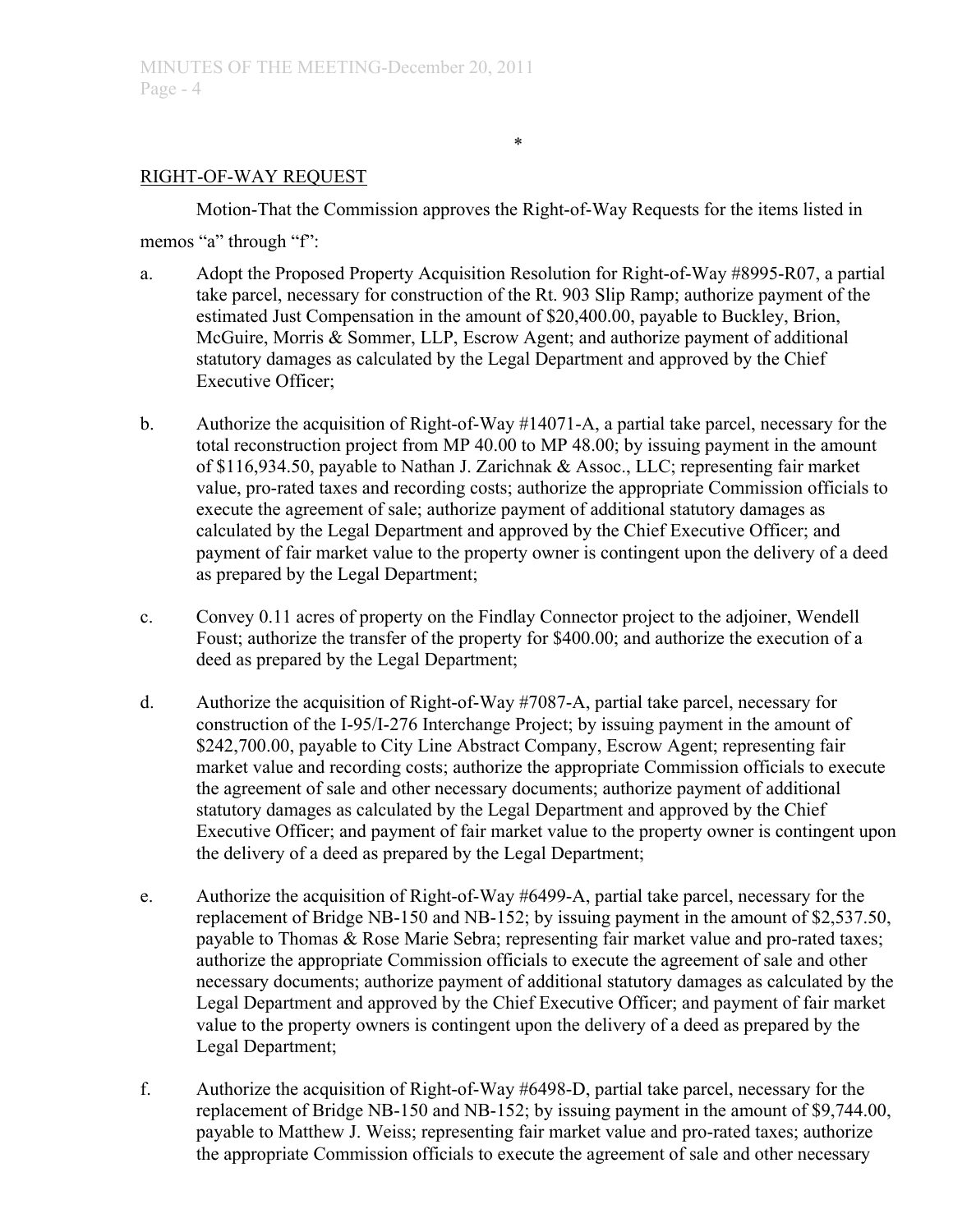\*

RIGHT-OF-WAY REQUEST

Motion-That the Commission approves the Right-of-Way Requests for the items listed in memos "a" through "f":

a. Adopt the Proposed Property Acquisition Resolution for Right-of-Way #8995-R07, a partial take parcel, necessary for construction of the Rt. 903 Slip Ramp; authorize payment of the estimated Just Compensation in the amount of $20,400.00, payable to Buckley, Brion, McGuire, Morris & Sommer, LLP, Escrow Agent; and authorize payment of additional statutory damages as calculated by the Legal Department and approved by the Chief Executive Officer;

b. Authorize the acquisition of Right-of-Way #14071-A, a partial take parcel, necessary for the total reconstruction project from MP 40.00 to MP 48.00; by issuing payment in the amount of $116,934.50, payable to Nathan J. Zarichnak & Assoc., LLC; representing fair market value, pro-rated taxes and recording costs; authorize the appropriate Commission officials to execute the agreement of sale; authorize payment of additional statutory damages as calculated by the Legal Department and approved by the Chief Executive Officer; and payment of fair market value to the property owner is contingent upon the delivery of a deed as prepared by the Legal Department;

c. Convey 0.11 acres of property on the Findlay Connector project to the adjoiner, Wendell Foust; authorize the transfer of the property for $400.00; and authorize the execution of a deed as prepared by the Legal Department;

d. Authorize the acquisition of Right-of-Way #7087-A, partial take parcel, necessary for construction of the I-95/I-276 Interchange Project; by issuing payment in the amount of $242,700.00, payable to City Line Abstract Company, Escrow Agent; representing fair market value and recording costs; authorize the appropriate Commission officials to execute the agreement of sale and other necessary documents; authorize payment of additional statutory damages as calculated by the Legal Department and approved by the Chief Executive Officer; and payment of fair market value to the property owner is contingent upon the delivery of a deed as prepared by the Legal Department;

e. Authorize the acquisition of Right-of-Way #6499-A, partial take parcel, necessary for the replacement of Bridge NB-150 and NB-152; by issuing payment in the amount of $2,537.50, payable to Thomas & Rose Marie Sebra; representing fair market value and pro-rated taxes; authorize the appropriate Commission officials to execute the agreement of sale and other necessary documents; authorize payment of additional statutory damages as calculated by the Legal Department and approved by the Chief Executive Officer; and payment of fair market value to the property owners is contingent upon the delivery of a deed as prepared by the Legal Department;

f. Authorize the acquisition of Right-of-Way #6498-D, partial take parcel, necessary for the replacement of Bridge NB-150 and NB-152; by issuing payment in the amount of $9,744.00, payable to Matthew J. Weiss; representing fair market value and pro-rated taxes; authorize the appropriate Commission officials to execute the agreement of sale and other necessary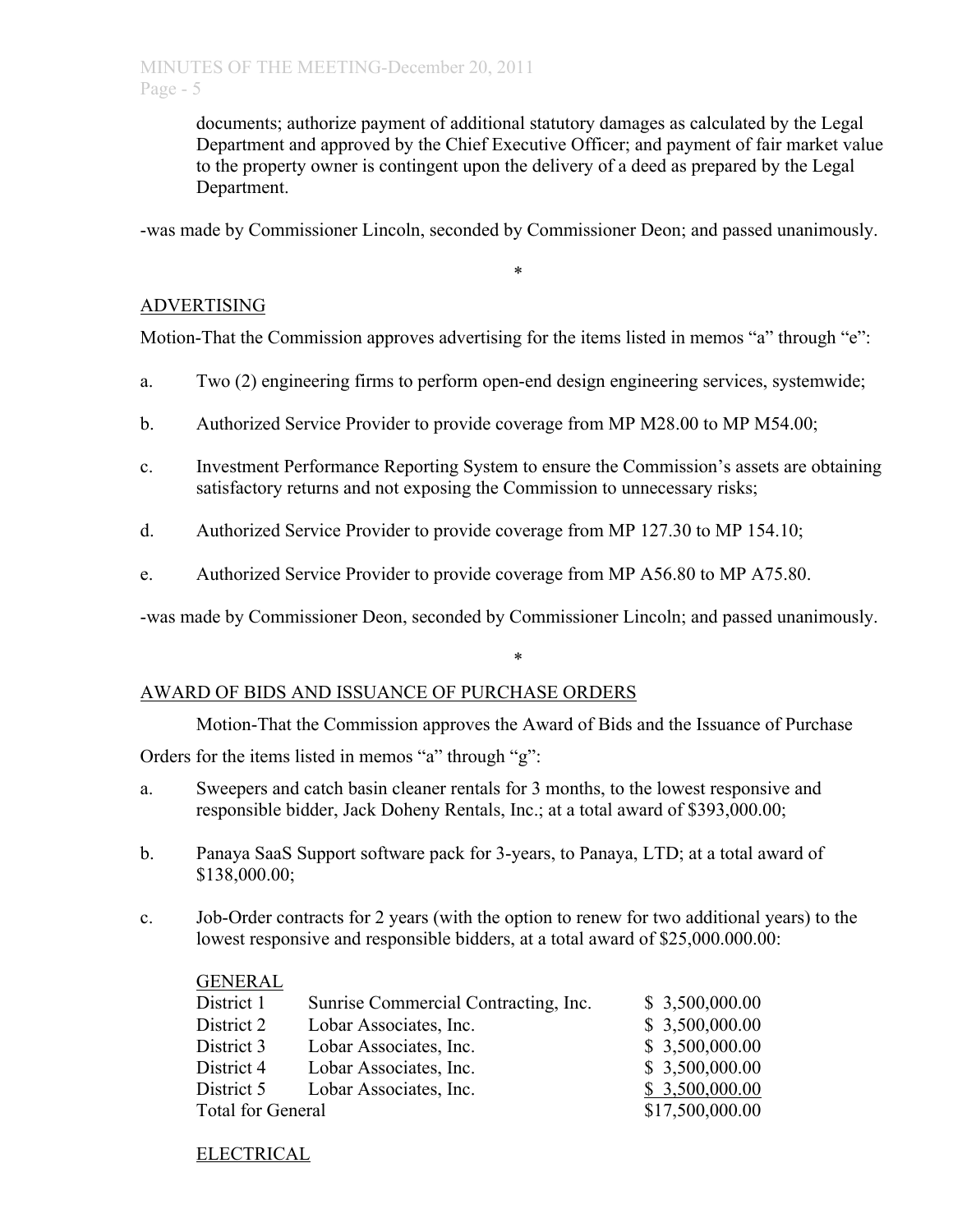documents; authorize payment of additional statutory damages as calculated by the Legal Department and approved by the Chief Executive Officer; and payment of fair market value to the property owner is contingent upon the delivery of a deed as prepared by the Legal Department.

-was made by Commissioner Lincoln, seconded by Commissioner Deon; and passed unanimously.

*

ADVERTISING

Motion-That the Commission approves advertising for the items listed in memos "a" through "e":

a. Two (2) engineering firms to perform open-end design engineering services, systemwide;

b. Authorized Service Provider to provide coverage from MP M28.00 to MP M54.00;

c. Investment Performance Reporting System to ensure the Commission's assets are obtaining satisfactory returns and not exposing the Commission to unnecessary risks;

d. Authorized Service Provider to provide coverage from MP 127.30 to MP 154.10;

e. Authorized Service Provider to provide coverage from MP A56.80 to MP A75.80.

-was made by Commissioner Deon, seconded by Commissioner Lincoln; and passed unanimously.

*

AWARD OF BIDS AND ISSUANCE OF PURCHASE ORDERS

Motion-That the Commission approves the Award of Bids and the Issuance of Purchase Orders for the items listed in memos "a" through "g":

a. Sweepers and catch basin cleaner rentals for 3 months, to the lowest responsive and responsible bidder, Jack Doheny Rentals, Inc.; at a total award of $393,000.00;

b. Panaya SaaS Support software pack for 3-years, to Panaya, LTD; at a total award of $138,000.00;

c. Job-Order contracts for 2 years (with the option to renew for two additional years) to the lowest responsive and responsible bidders, at a total award of $25,000.000.00:

GENERAL

| | | |
|---|---|---|
| District 1 | Sunrise Commercial Contracting, Inc. | $ 3,500,000.00 |
| District 2 | Lobar Associates, Inc. | $ 3,500,000.00 |
| District 3 | Lobar Associates, Inc. | $ 3,500,000.00 |
| District 4 | Lobar Associates, Inc. | $ 3,500,000.00 |
| District 5 | Lobar Associates, Inc. | $ 3,500,000.00 |
| Total for General | | $17,500,000.00 |

ELECTRICAL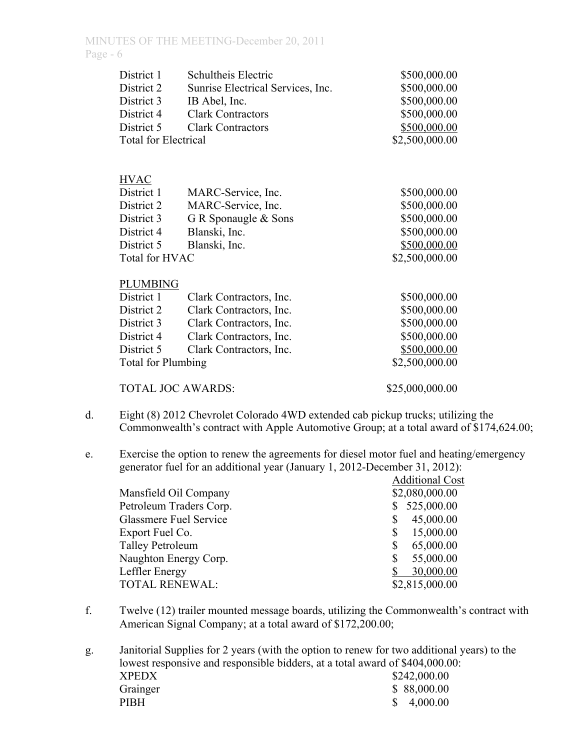| | | |
|---|---|---|
| District 1 | Schultheis Electric | $500,000.00 |
| District 2 | Sunrise Electrical Services, Inc. | $500,000.00 |
| District 3 | IB Abel, Inc. | $500,000.00 |
| District 4 | Clark Contractors | $500,000.00 |
| District 5 | Clark Contractors | $500,000.00 |
| Total for Electrical | | $2,500,000.00 |

HVAC

| | | |
|---|---|---|
| District 1 | MARC-Service, Inc. | $500,000.00 |
| District 2 | MARC-Service, Inc. | $500,000.00 |
| District 3 | G R Sponaugle & Sons | $500,000.00 |
| District 4 | Blanski, Inc. | $500,000.00 |
| District 5 | Blanski, Inc. | $500,000.00 |
| Total for HVAC | | $2,500,000.00 |

PLUMBING

| | | |
|---|---|---|
| District 1 | Clark Contractors, Inc. | $500,000.00 |
| District 2 | Clark Contractors, Inc. | $500,000.00 |
| District 3 | Clark Contractors, Inc. | $500,000.00 |
| District 4 | Clark Contractors, Inc. | $500,000.00 |
| District 5 | Clark Contractors, Inc. | $500,000.00 |
| Total for Plumbing | | $2,500,000.00 |

TOTAL JOC AWARDS: $25,000,000.00

d. Eight (8) 2012 Chevrolet Colorado 4WD extended cab pickup trucks; utilizing the Commonwealth's contract with Apple Automotive Group; at a total award of $174,624.00;

e. Exercise the option to renew the agreements for diesel motor fuel and heating/emergency generator fuel for an additional year (January 1, 2012-December 31, 2012):

| | Additional Cost |
|---|---|
| Mansfield Oil Company | $2,080,000.00 |
| Petroleum Traders Corp. | $ 525,000.00 |
| Glassmere Fuel Service | $ 45,000.00 |
| Export Fuel Co. | $ 15,000.00 |
| Talley Petroleum | $ 65,000.00 |
| Naughton Energy Corp. | $ 55,000.00 |
| Leffler Energy | $ 30,000.00 |
| TOTAL RENEWAL: | $2,815,000.00 |

f. Twelve (12) trailer mounted message boards, utilizing the Commonwealth's contract with American Signal Company; at a total award of $172,200.00;

g. Janitorial Supplies for 2 years (with the option to renew for two additional years) to the lowest responsive and responsible bidders, at a total award of $404,000.00:

| | |
|---|---|
| XPEDX | $242,000.00 |
| Grainger | $ 88,000.00 |
| PIBH | $ 4,000.00 |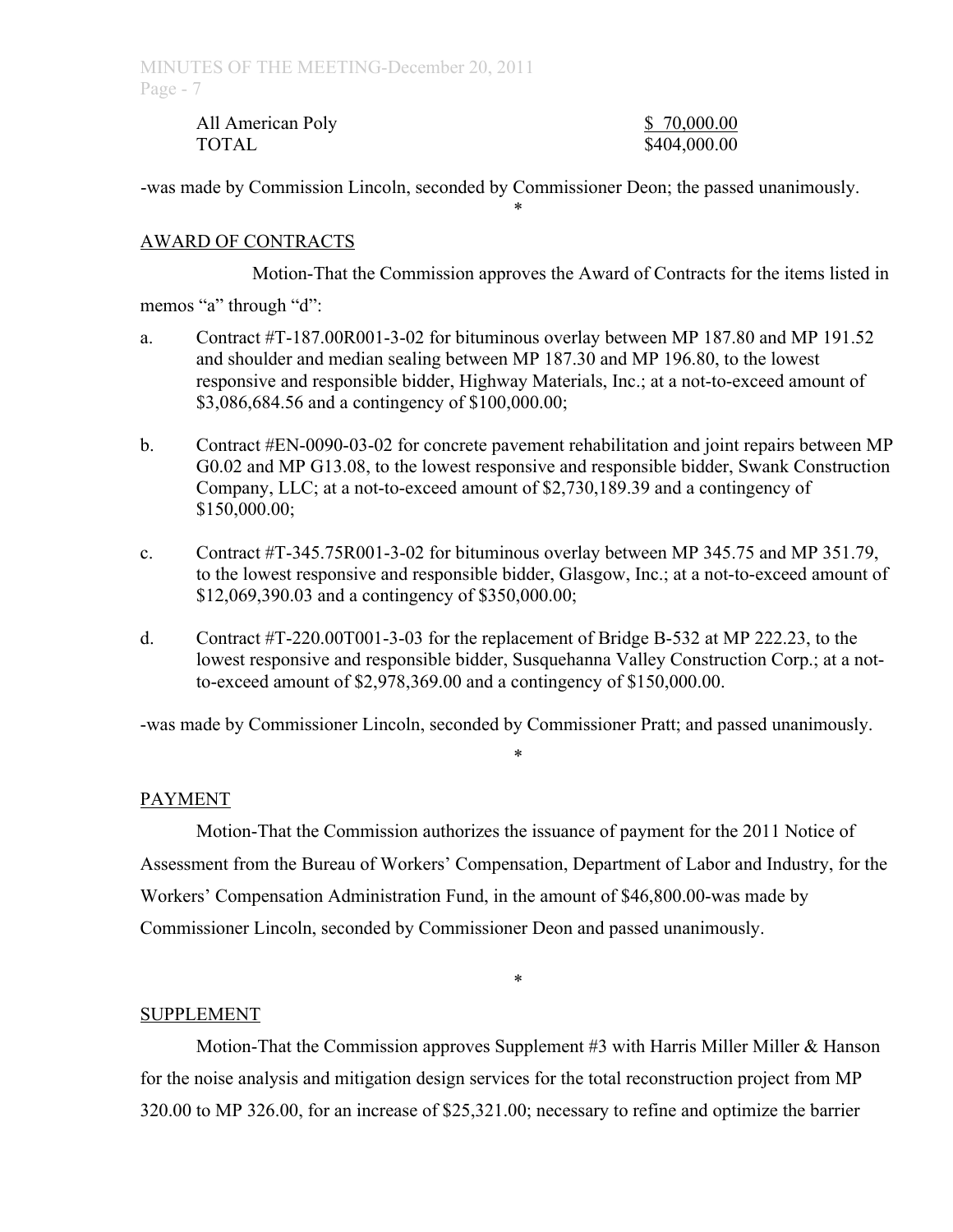| | |
|---|---|
| All American Poly | $ 70,000.00 |
| TOTAL | $404,000.00 |

-was made by Commission Lincoln, seconded by Commissioner Deon; the passed unanimously.

*

AWARD OF CONTRACTS

Motion-That the Commission approves the Award of Contracts for the items listed in memos "a" through "d":

a. Contract #T-187.00R001-3-02 for bituminous overlay between MP 187.80 and MP 191.52 and shoulder and median sealing between MP 187.30 and MP 196.80, to the lowest responsive and responsible bidder, Highway Materials, Inc.; at a not-to-exceed amount of $3,086,684.56 and a contingency of $100,000.00;

b. Contract #EN-0090-03-02 for concrete pavement rehabilitation and joint repairs between MP G0.02 and MP G13.08, to the lowest responsive and responsible bidder, Swank Construction Company, LLC; at a not-to-exceed amount of $2,730,189.39 and a contingency of $150,000.00;

c. Contract #T-345.75R001-3-02 for bituminous overlay between MP 345.75 and MP 351.79, to the lowest responsive and responsible bidder, Glasgow, Inc.; at a not-to-exceed amount of $12,069,390.03 and a contingency of $350,000.00;

d. Contract #T-220.00T001-3-03 for the replacement of Bridge B-532 at MP 222.23, to the lowest responsive and responsible bidder, Susquehanna Valley Construction Corp.; at a not-to-exceed amount of $2,978,369.00 and a contingency of $150,000.00.

-was made by Commissioner Lincoln, seconded by Commissioner Pratt; and passed unanimously.

*

PAYMENT

Motion-That the Commission authorizes the issuance of payment for the 2011 Notice of Assessment from the Bureau of Workers' Compensation, Department of Labor and Industry, for the Workers' Compensation Administration Fund, in the amount of $46,800.00-was made by Commissioner Lincoln, seconded by Commissioner Deon and passed unanimously.

*

SUPPLEMENT

Motion-That the Commission approves Supplement #3 with Harris Miller Miller & Hanson for the noise analysis and mitigation design services for the total reconstruction project from MP 320.00 to MP 326.00, for an increase of $25,321.00; necessary to refine and optimize the barrier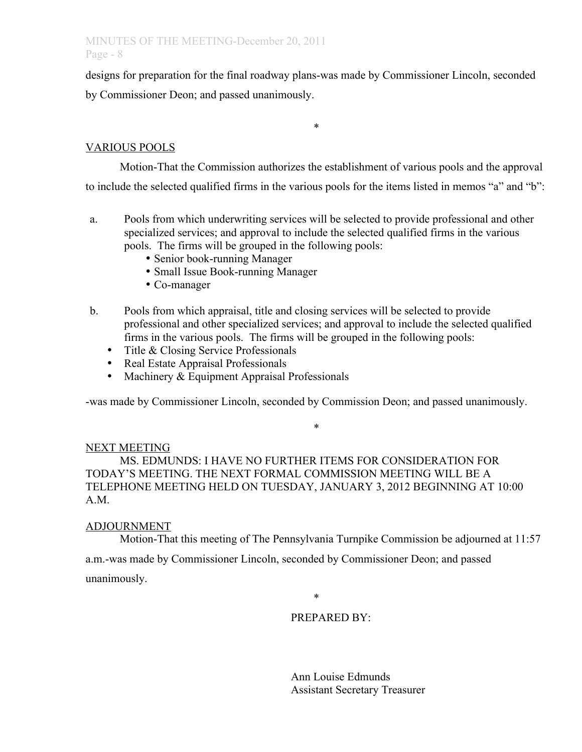designs for preparation for the final roadway plans-was made by Commissioner Lincoln, seconded by Commissioner Deon; and passed unanimously.

*

VARIOUS POOLS

Motion-That the Commission authorizes the establishment of various pools and the approval to include the selected qualified firms in the various pools for the items listed in memos "a" and "b":

a. Pools from which underwriting services will be selected to provide professional and other specialized services; and approval to include the selected qualified firms in the various pools. The firms will be grouped in the following pools:
   - Senior book-running Manager
   - Small Issue Book-running Manager
   - Co-manager

b. Pools from which appraisal, title and closing services will be selected to provide professional and other specialized services; and approval to include the selected qualified firms in the various pools. The firms will be grouped in the following pools:
   - Title & Closing Service Professionals
   - Real Estate Appraisal Professionals
   - Machinery & Equipment Appraisal Professionals

-was made by Commissioner Lincoln, seconded by Commission Deon; and passed unanimously.

*

NEXT MEETING

MS. EDMUNDS: I HAVE NO FURTHER ITEMS FOR CONSIDERATION FOR TODAY'S MEETING. THE NEXT FORMAL COMMISSION MEETING WILL BE A TELEPHONE MEETING HELD ON TUESDAY, JANUARY 3, 2012 BEGINNING AT 10:00 A.M.

ADJOURNMENT

Motion-That this meeting of The Pennsylvania Turnpike Commission be adjourned at 11:57 a.m.-was made by Commissioner Lincoln, seconded by Commissioner Deon; and passed unanimously.

*

PREPARED BY:

Ann Louise Edmunds
Assistant Secretary Treasurer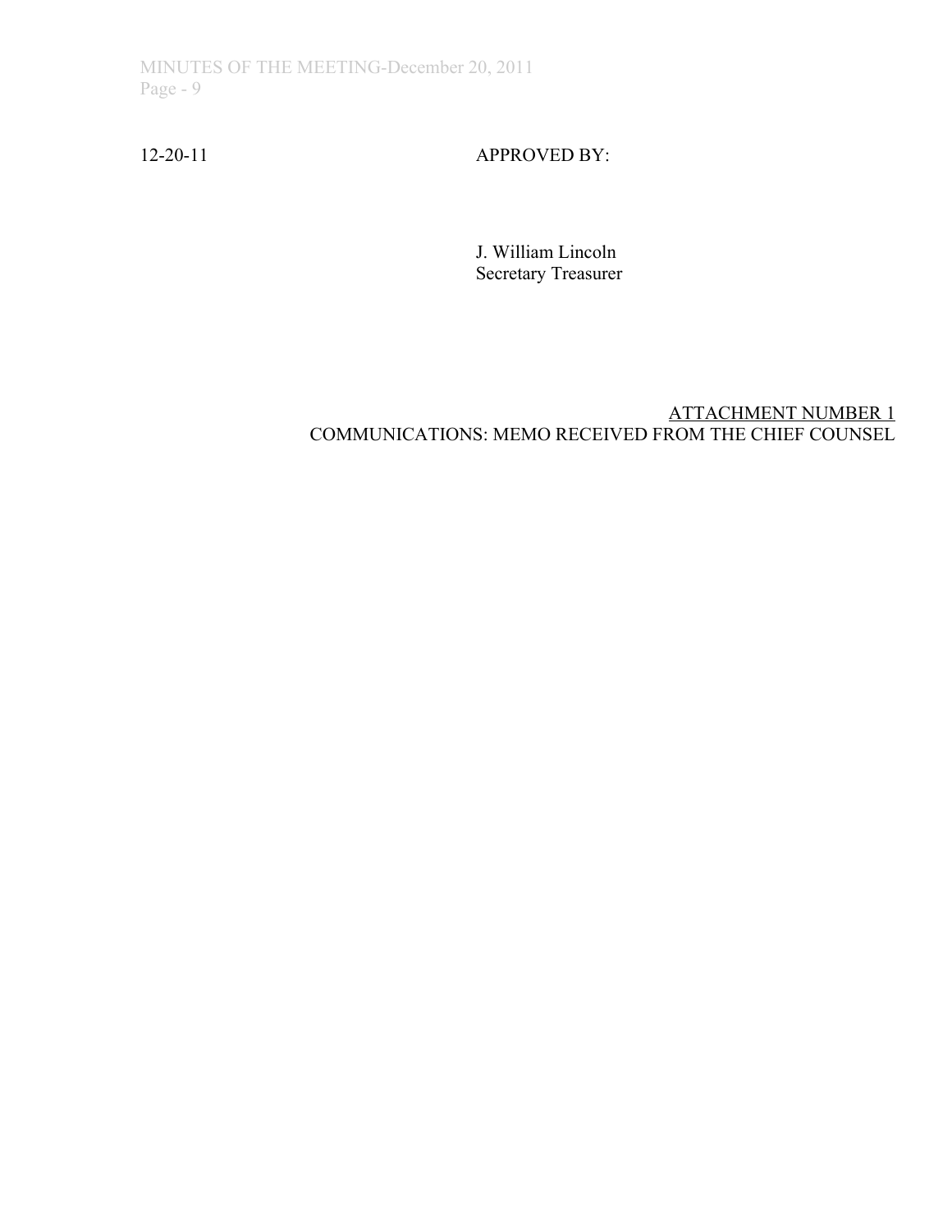12-20-11 APPROVED BY:

J. William Lincoln
Secretary Treasurer

ATTACHMENT NUMBER 1
COMMUNICATIONS: MEMO RECEIVED FROM THE CHIEF COUNSEL